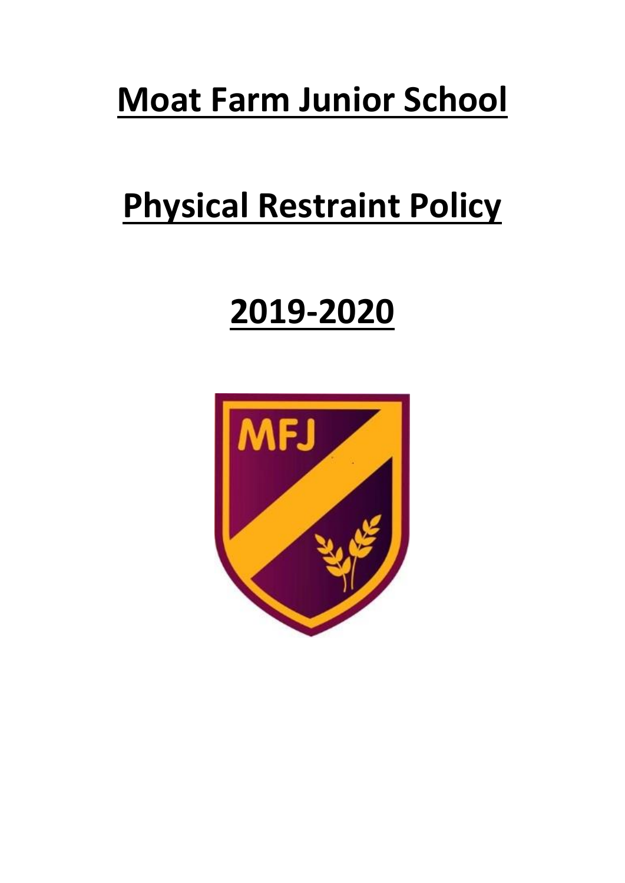# Moat Farm Junior School

# Physical Restraint Policy

# 2019-2020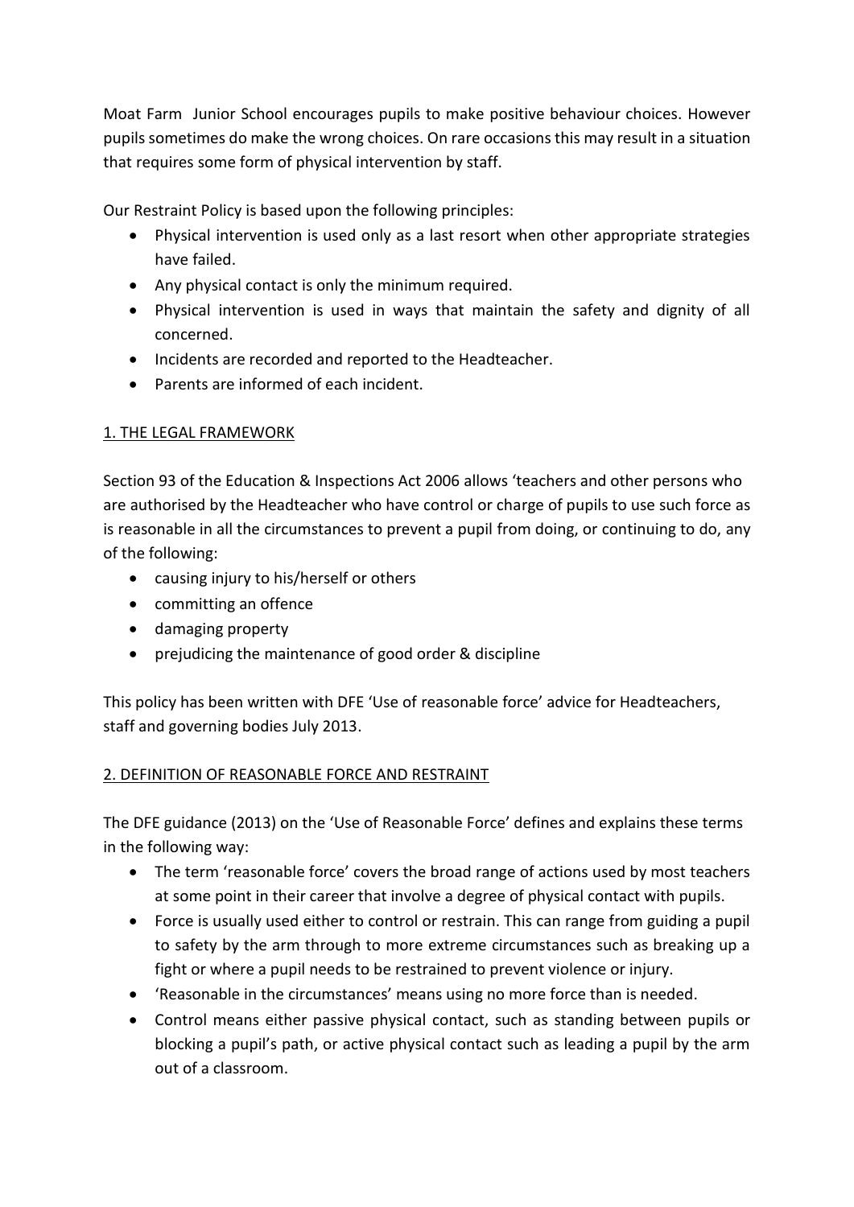Moat Farm  Junior School encourages pupils to make positive behaviour choices. However pupils sometimes do make the wrong choices. On rare occasions this may result in a situation that requires some form of physical intervention by staff.

Our Restraint Policy is based upon the following principles:

- Physical intervention is used only as a last resort when other appropriate strategies have failed.
- Any physical contact is only the minimum required.
- Physical intervention is used in ways that maintain the safety and dignity of all concerned.
- Incidents are recorded and reported to the Headteacher.
- Parents are informed of each incident.

## 1. THE LEGAL FRAMEWORK

Section 93 of the Education & Inspections Act 2006 allows 'teachers and other persons who are authorised by the Headteacher who have control or charge of pupils to use such force as is reasonable in all the circumstances to prevent a pupil from doing, or continuing to do, any of the following:

- causing injury to his/herself or others
- committing an offence
- damaging property
- prejudicing the maintenance of good order & discipline

This policy has been written with DFE 'Use of reasonable force' advice for Headteachers, staff and governing bodies July 2013.

## 2. DEFINITION OF REASONABLE FORCE AND RESTRAINT

The DFE guidance (2013) on the 'Use of Reasonable Force' defines and explains these terms in the following way:

- The term 'reasonable force' covers the broad range of actions used by most teachers at some point in their career that involve a degree of physical contact with pupils.
- Force is usually used either to control or restrain. This can range from guiding a pupil to safety by the arm through to more extreme circumstances such as breaking up a fight or where a pupil needs to be restrained to prevent violence or injury.
- 'Reasonable in the circumstances' means using no more force than is needed.
- Control means either passive physical contact, such as standing between pupils or blocking a pupil's path, or active physical contact such as leading a pupil by the arm out of a classroom.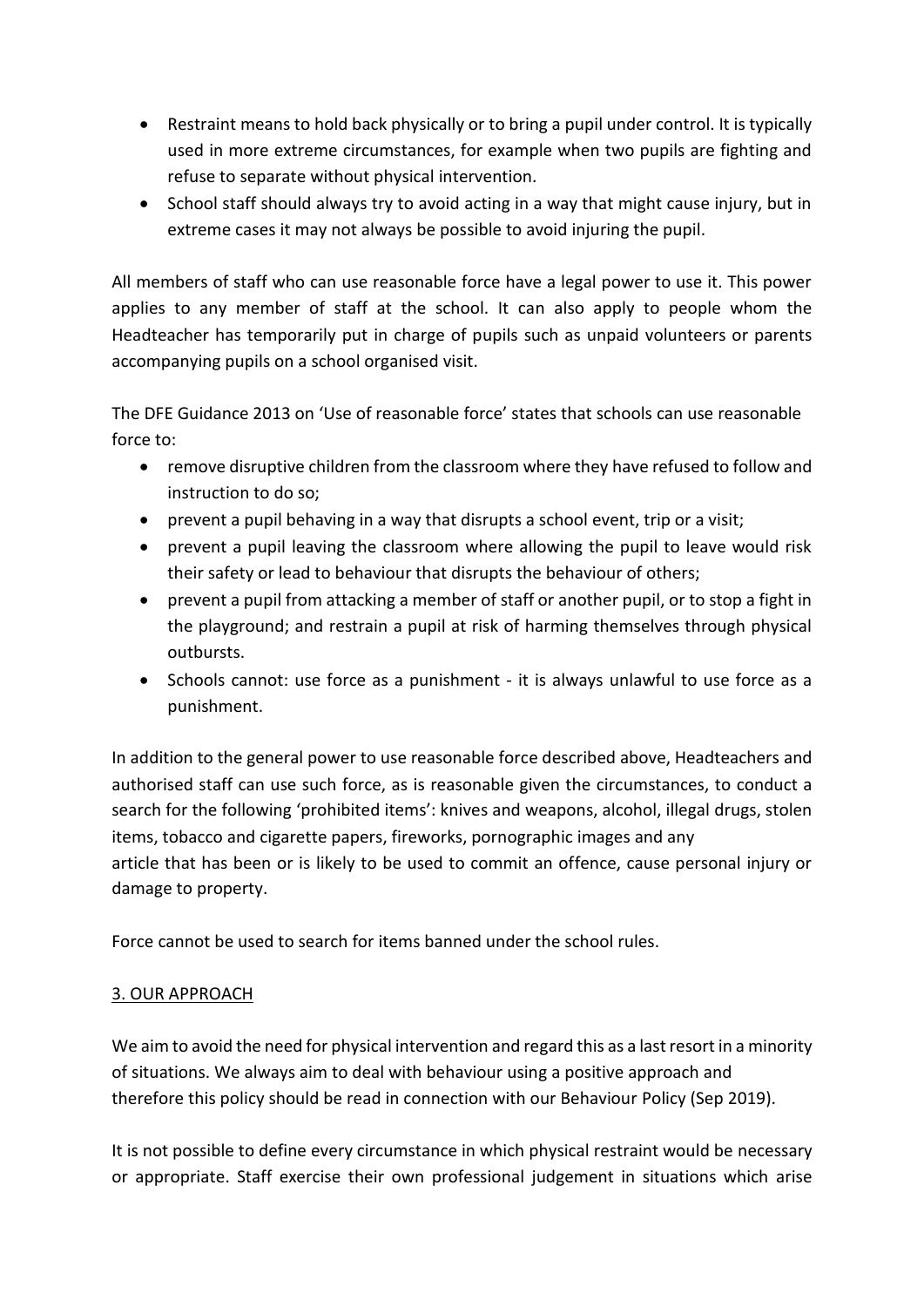- Restraint means to hold back physically or to bring a pupil under control. It is typically used in more extreme circumstances, for example when two pupils are fighting and refuse to separate without physical intervention.
- School staff should always try to avoid acting in a way that might cause injury, but in extreme cases it may not always be possible to avoid injuring the pupil.

All members of staff who can use reasonable force have a legal power to use it. This power applies to any member of staff at the school. It can also apply to people whom the Headteacher has temporarily put in charge of pupils such as unpaid volunteers or parents accompanying pupils on a school organised visit.

The DFE Guidance 2013 on 'Use of reasonable force' states that schools can use reasonable force to:

- remove disruptive children from the classroom where they have refused to follow and instruction to do so;
- prevent a pupil behaving in a way that disrupts a school event, trip or a visit;
- prevent a pupil leaving the classroom where allowing the pupil to leave would risk their safety or lead to behaviour that disrupts the behaviour of others;
- prevent a pupil from attacking a member of staff or another pupil, or to stop a fight in the playground; and restrain a pupil at risk of harming themselves through physical outbursts.
- Schools cannot: use force as a punishment - it is always unlawful to use force as a punishment.

In addition to the general power to use reasonable force described above, Headteachers and authorised staff can use such force, as is reasonable given the circumstances, to conduct a search for the following 'prohibited items': knives and weapons, alcohol, illegal drugs, stolen items, tobacco and cigarette papers, fireworks, pornographic images and any article that has been or is likely to be used to commit an offence, cause personal injury or damage to property.

Force cannot be used to search for items banned under the school rules.

## 3. OUR APPROACH

We aim to avoid the need for physical intervention and regard this as a last resort in a minority of situations. We always aim to deal with behaviour using a positive approach and therefore this policy should be read in connection with our Behaviour Policy (Sep 2019).

It is not possible to define every circumstance in which physical restraint would be necessary or appropriate. Staff exercise their own professional judgement in situations which arise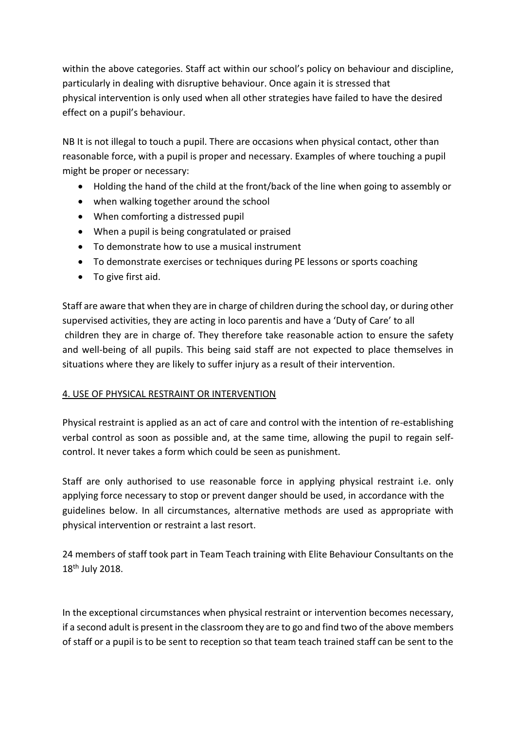within the above categories. Staff act within our school's policy on behaviour and discipline, particularly in dealing with disruptive behaviour. Once again it is stressed that physical intervention is only used when all other strategies have failed to have the desired effect on a pupil's behaviour.

NB It is not illegal to touch a pupil. There are occasions when physical contact, other than reasonable force, with a pupil is proper and necessary. Examples of where touching a pupil might be proper or necessary:

- Holding the hand of the child at the front/back of the line when going to assembly or
- when walking together around the school
- When comforting a distressed pupil
- When a pupil is being congratulated or praised
- To demonstrate how to use a musical instrument
- To demonstrate exercises or techniques during PE lessons or sports coaching
- To give first aid.

Staff are aware that when they are in charge of children during the school day, or during other supervised activities, they are acting in loco parentis and have a 'Duty of Care' to all children they are in charge of. They therefore take reasonable action to ensure the safety and well-being of all pupils. This being said staff are not expected to place themselves in situations where they are likely to suffer injury as a result of their intervention.

## 4. USE OF PHYSICAL RESTRAINT OR INTERVENTION

Physical restraint is applied as an act of care and control with the intention of re-establishing verbal control as soon as possible and, at the same time, allowing the pupil to regain self-control. It never takes a form which could be seen as punishment.

Staff are only authorised to use reasonable force in applying physical restraint i.e. only applying force necessary to stop or prevent danger should be used, in accordance with the guidelines below. In all circumstances, alternative methods are used as appropriate with physical intervention or restraint a last resort.

24 members of staff took part in Team Teach training with Elite Behaviour Consultants on the 18th July 2018.

In the exceptional circumstances when physical restraint or intervention becomes necessary, if a second adult is present in the classroom they are to go and find two of the above members of staff or a pupil is to be sent to reception so that team teach trained staff can be sent to the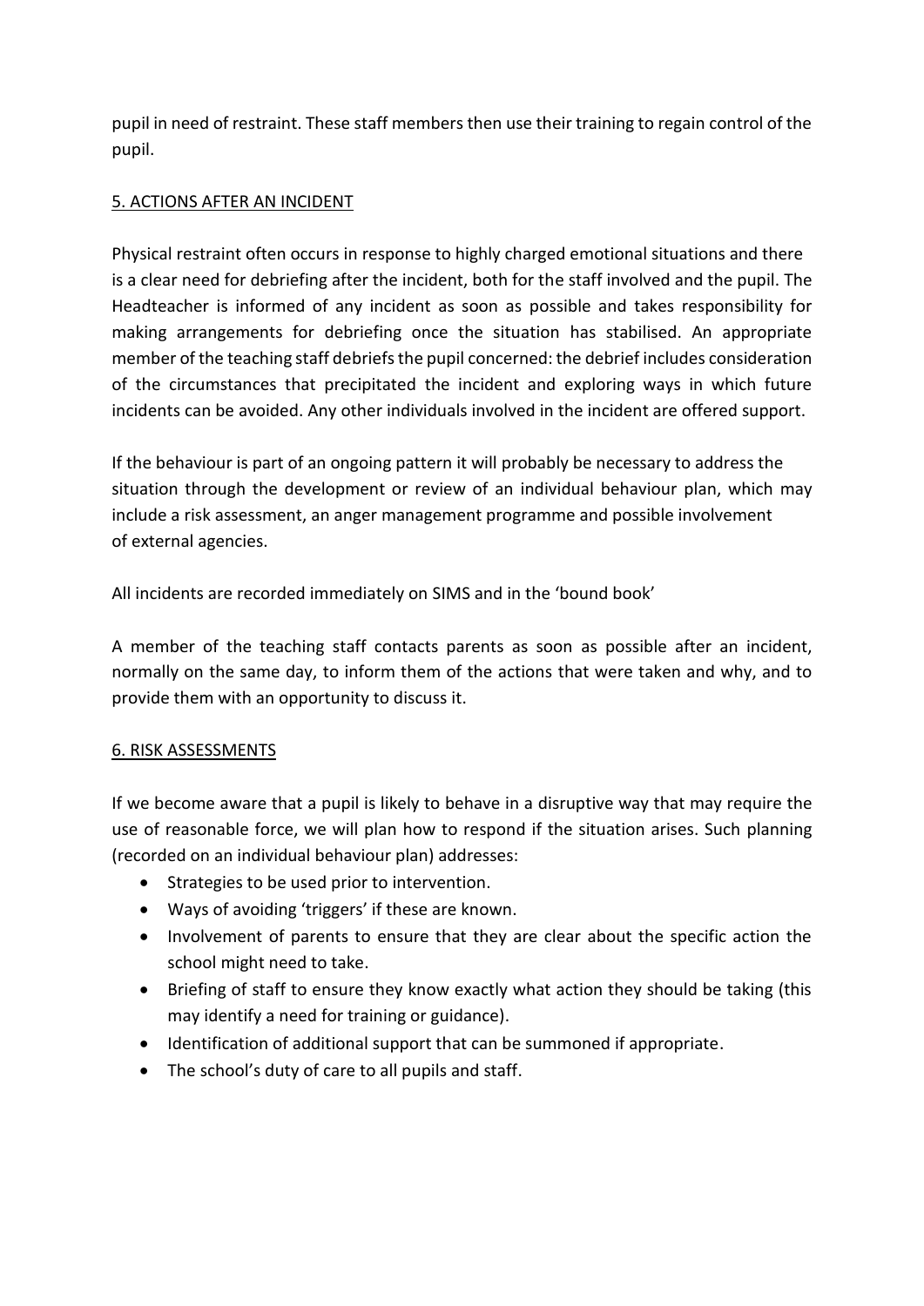pupil in need of restraint. These staff members then use their training to regain control of the pupil.

## 5. ACTIONS AFTER AN INCIDENT

Physical restraint often occurs in response to highly charged emotional situations and there is a clear need for debriefing after the incident, both for the staff involved and the pupil. The Headteacher is informed of any incident as soon as possible and takes responsibility for making arrangements for debriefing once the situation has stabilised. An appropriate member of the teaching staff debriefs the pupil concerned: the debrief includes consideration of the circumstances that precipitated the incident and exploring ways in which future incidents can be avoided. Any other individuals involved in the incident are offered support.

If the behaviour is part of an ongoing pattern it will probably be necessary to address the situation through the development or review of an individual behaviour plan, which may include a risk assessment, an anger management programme and possible involvement of external agencies.

All incidents are recorded immediately on SIMS and in the 'bound book'

A member of the teaching staff contacts parents as soon as possible after an incident, normally on the same day, to inform them of the actions that were taken and why, and to provide them with an opportunity to discuss it.

## 6. RISK ASSESSMENTS

If we become aware that a pupil is likely to behave in a disruptive way that may require the use of reasonable force, we will plan how to respond if the situation arises. Such planning (recorded on an individual behaviour plan) addresses:

- Strategies to be used prior to intervention.
- Ways of avoiding 'triggers' if these are known.
- Involvement of parents to ensure that they are clear about the specific action the school might need to take.
- Briefing of staff to ensure they know exactly what action they should be taking (this may identify a need for training or guidance).
- Identification of additional support that can be summoned if appropriate.
- The school's duty of care to all pupils and staff.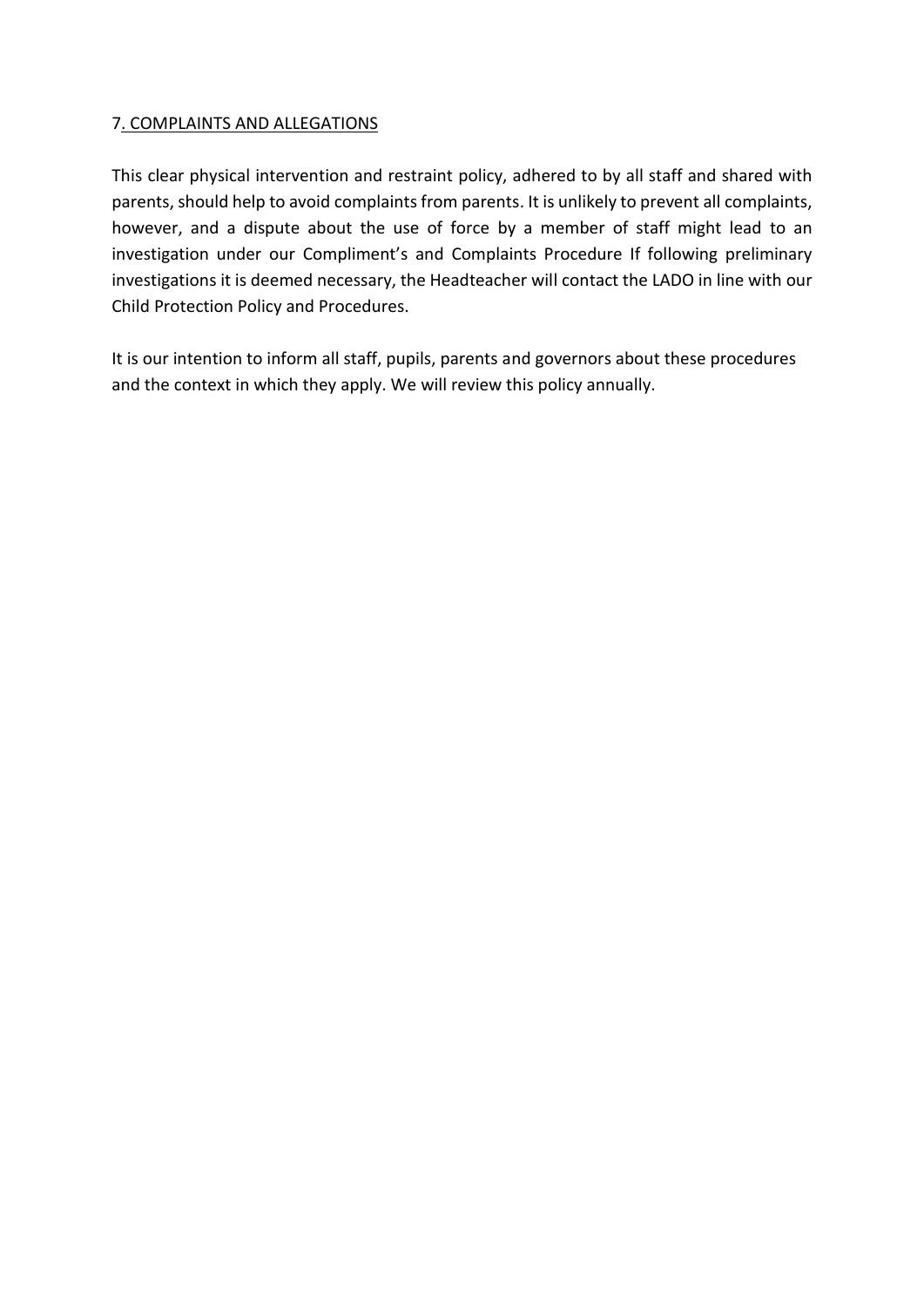## 7. COMPLAINTS AND ALLEGATIONS

This clear physical intervention and restraint policy, adhered to by all staff and shared with parents, should help to avoid complaints from parents. It is unlikely to prevent all complaints, however, and a dispute about the use of force by a member of staff might lead to an investigation under our Compliment's and Complaints Procedure If following preliminary investigations it is deemed necessary, the Headteacher will contact the LADO in line with our Child Protection Policy and Procedures.

It is our intention to inform all staff, pupils, parents and governors about these procedures and the context in which they apply. We will review this policy annually.